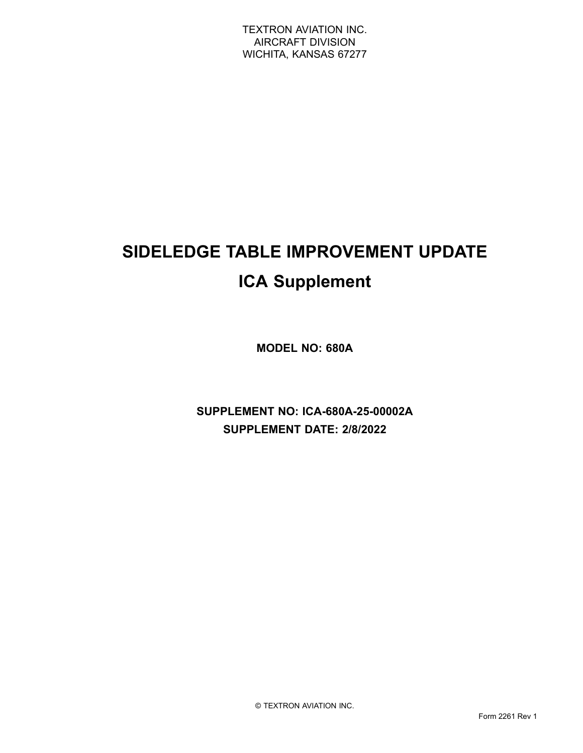TEXTRON AVIATION INC.
AIRCRAFT DIVISION
WICHITA, KANSAS 67277

# SIDELEDGE TABLE IMPROVEMENT UPDATE

# ICA Supplement

**MODEL NO: 680A**

**SUPPLEMENT NO: ICA-680A-25-00002A**

**SUPPLEMENT DATE: 2/8/2022**

© TEXTRON AVIATION INC.

Form 2261 Rev 1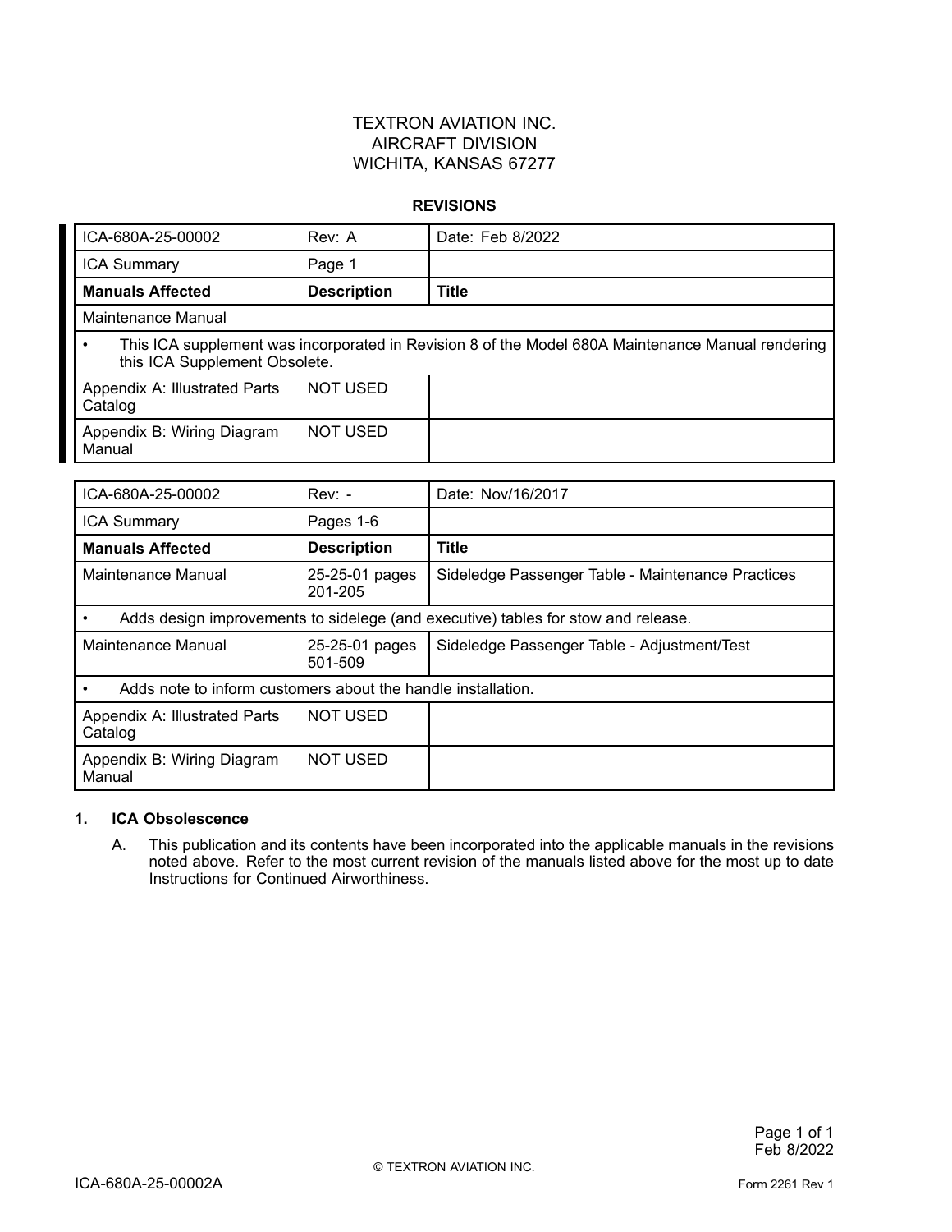TEXTRON AVIATION INC.
AIRCRAFT DIVISION
WICHITA, KANSAS 67277

**REVISIONS**

| ICA-680A-25-00002 | Rev: A | Date: Feb 8/2022 |
|---|---|---|
| ICA Summary | Page 1 | |
| **Manuals Affected** | **Description** | **Title** |
| Maintenance Manual | | |
| • This ICA supplement was incorporated in Revision 8 of the Model 680A Maintenance Manual rendering this ICA Supplement Obsolete. | | |
| Appendix A: Illustrated Parts Catalog | NOT USED | |
| Appendix B: Wiring Diagram Manual | NOT USED | |

| ICA-680A-25-00002 | Rev: - | Date: Nov/16/2017 |
|---|---|---|
| ICA Summary | Pages 1-6 | |
| **Manuals Affected** | **Description** | **Title** |
| Maintenance Manual | 25-25-01 pages 201-205 | Sideledge Passenger Table - Maintenance Practices |
| • Adds design improvements to sidelege (and executive) tables for stow and release. | | |
| Maintenance Manual | 25-25-01 pages 501-509 | Sideledge Passenger Table - Adjustment/Test |
| • Adds note to inform customers about the handle installation. | | |
| Appendix A: Illustrated Parts Catalog | NOT USED | |
| Appendix B: Wiring Diagram Manual | NOT USED | |

**1. ICA Obsolescence**

A. This publication and its contents have been incorporated into the applicable manuals in the revisions noted above. Refer to the most current revision of the manuals listed above for the most up to date Instructions for Continued Airworthiness.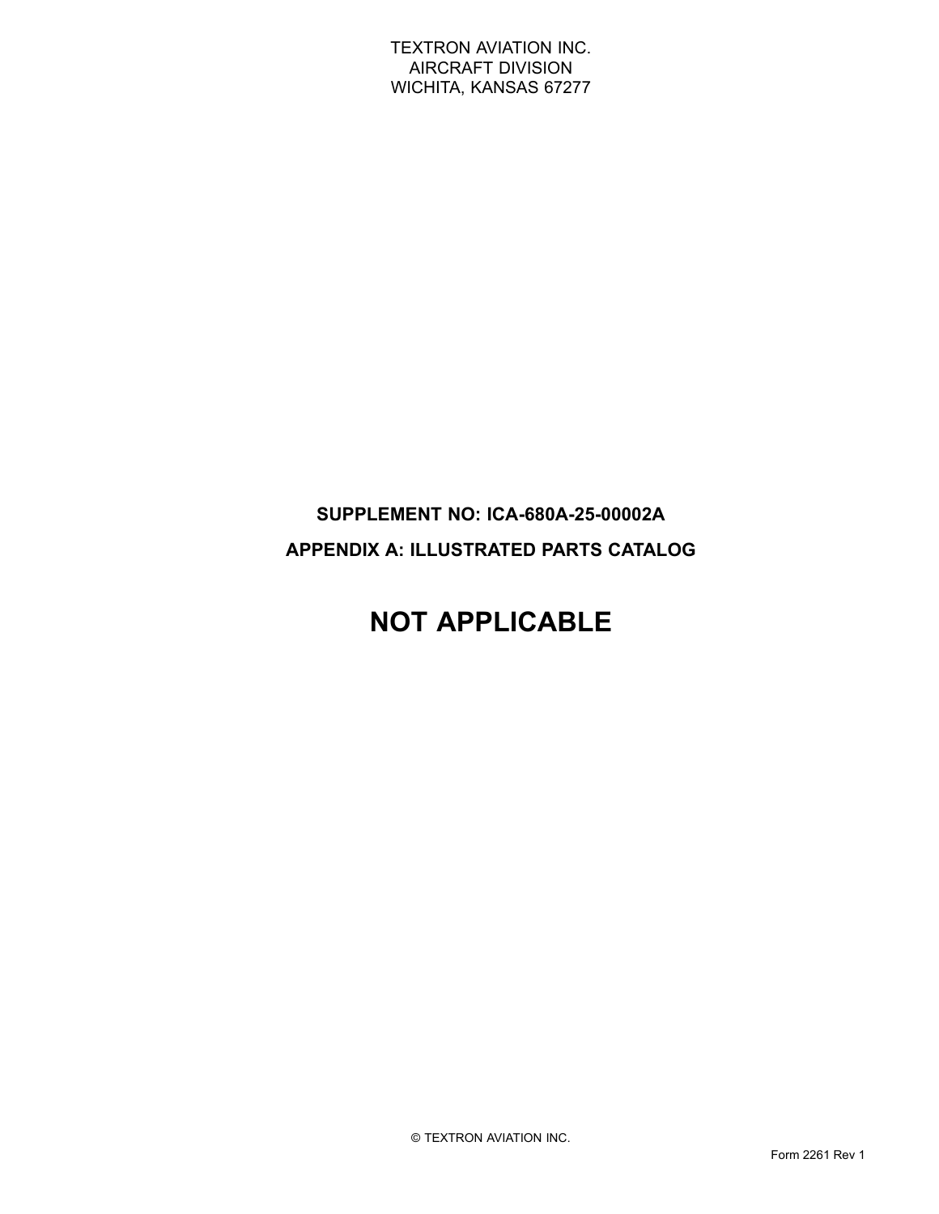TEXTRON AVIATION INC.
AIRCRAFT DIVISION
WICHITA, KANSAS 67277

**SUPPLEMENT NO: ICA-680A-25-00002A**

**APPENDIX A: ILLUSTRATED PARTS CATALOG**

# NOT APPLICABLE

© TEXTRON AVIATION INC.

Form 2261 Rev 1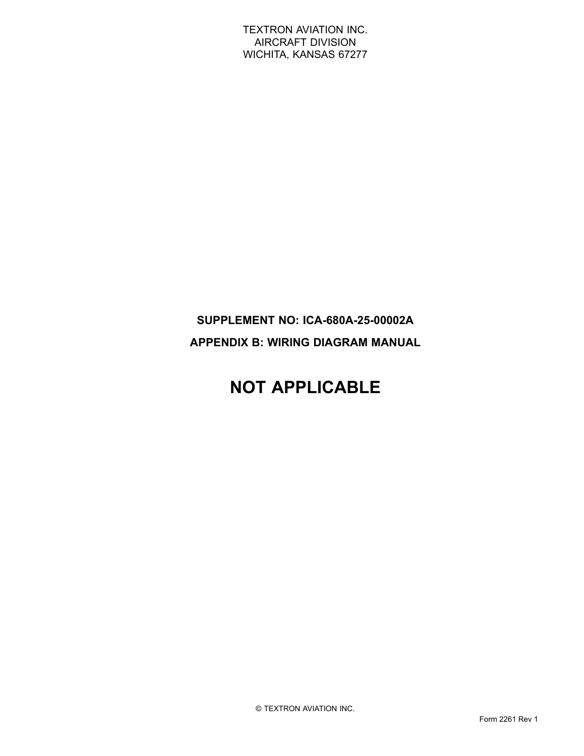TEXTRON AVIATION INC.
AIRCRAFT DIVISION
WICHITA, KANSAS 67277

**SUPPLEMENT NO: ICA-680A-25-00002A**

**APPENDIX B: WIRING DIAGRAM MANUAL**

# NOT APPLICABLE

© TEXTRON AVIATION INC.

Form 2261 Rev 1